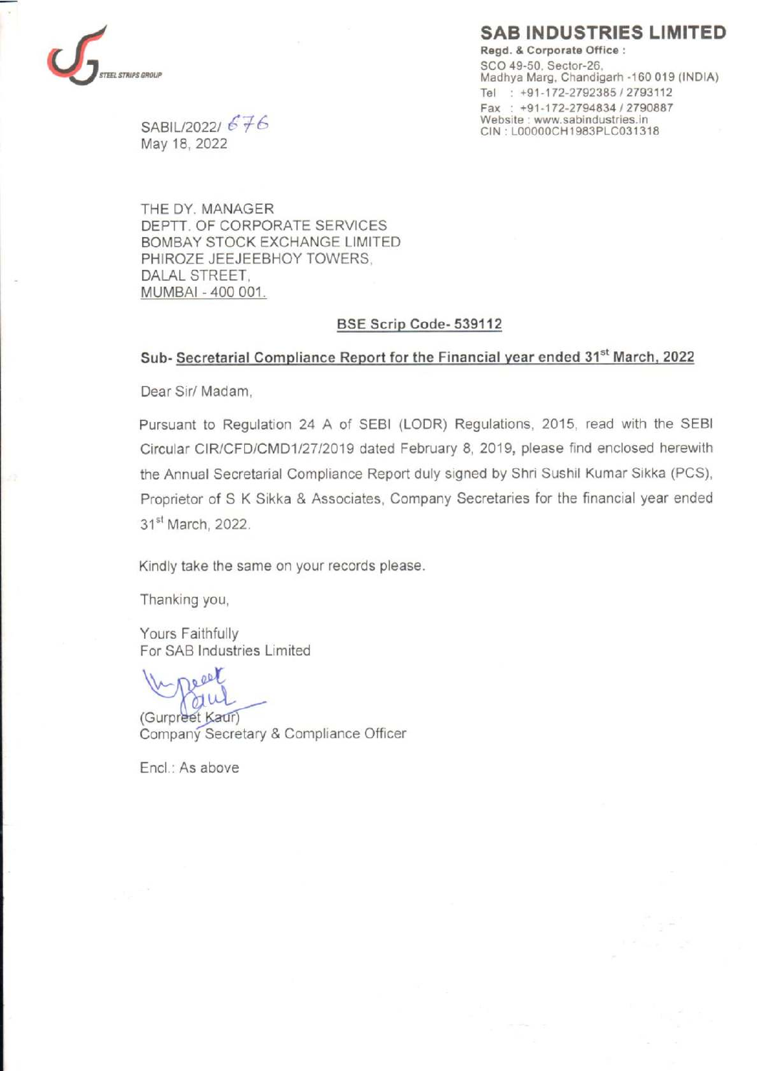STEEL STRIPS GROUP

## SAB INDUSTRIES LIMITED

**Regd. & Corporate Office :**
SCO 49-50, Sector-26,
Madhya Marg, Chandigarh -160 019 (INDIA)
Tel : +91-172-2792385 / 2793112
Fax : +91-172-2794834 / 2790887
Website : www.sabindustries.in
CIN : L00000CH1983PLC031318

SABIL/2022/ 676
May 18, 2022

THE DY. MANAGER
DEPTT. OF CORPORATE SERVICES
BOMBAY STOCK EXCHANGE LIMITED
PHIROZE JEEJEEBHOY TOWERS,
DALAL STREET,
MUMBAI - 400 001.

**BSE Scrip Code- 539112**

**Sub- Secretarial Compliance Report for the Financial year ended 31st March, 2022**

Dear Sir/ Madam,

Pursuant to Regulation 24 A of SEBI (LODR) Regulations, 2015, read with the SEBI Circular CIR/CFD/CMD1/27/2019 dated February 8, 2019, please find enclosed herewith the Annual Secretarial Compliance Report duly signed by Shri Sushil Kumar Sikka (PCS), Proprietor of S K Sikka & Associates, Company Secretaries for the financial year ended 31st March, 2022.

Kindly take the same on your records please.

Thanking you,

Yours Faithfully
For SAB Industries Limited

(Gurpreet Kaur)
Company Secretary & Compliance Officer

Encl.: As above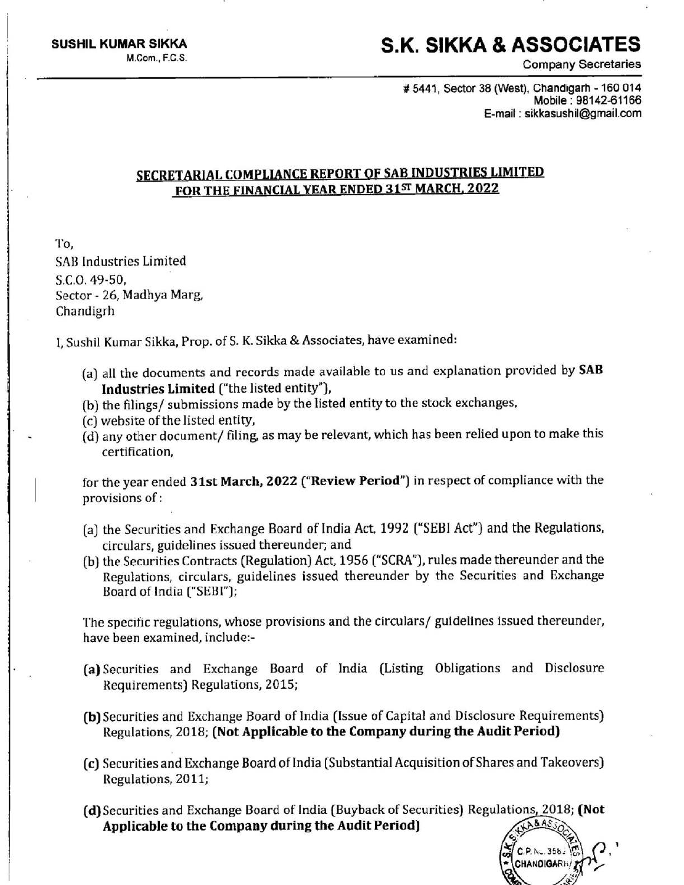**SUSHIL KUMAR SIKKA**
M.Com., F.C.S.

# S.K. SIKKA & ASSOCIATES

Company Secretaries

# 5441, Sector 38 (West), Chandigarh - 160 014
Mobile : 98142-61166
E-mail : sikkasushil@gmail.com

## SECRETARIAL COMPLIANCE REPORT OF SAB INDUSTRIES LIMITED FOR THE FINANCIAL YEAR ENDED 31ST MARCH, 2022

To,
SAB Industries Limited
S.C.O. 49-50,
Sector - 26, Madhya Marg,
Chandigrh

I, Sushil Kumar Sikka, Prop. of S. K. Sikka & Associates, have examined:

(a) all the documents and records made available to us and explanation provided by **SAB Industries Limited** ("the listed entity"),
(b) the filings/ submissions made by the listed entity to the stock exchanges,
(c) website of the listed entity,
(d) any other document/ filing, as may be relevant, which has been relied upon to make this certification,

for the year ended **31st March, 2022** (**"Review Period"**) in respect of compliance with the provisions of :

(a) the Securities and Exchange Board of India Act, 1992 ("SEBI Act") and the Regulations, circulars, guidelines issued thereunder; and
(b) the Securities Contracts (Regulation) Act, 1956 ("SCRA"), rules made thereunder and the Regulations, circulars, guidelines issued thereunder by the Securities and Exchange Board of India ("SEBI");

The specific regulations, whose provisions and the circulars/ guidelines issued thereunder, have been examined, include:-

**(a)** Securities and Exchange Board of India (Listing Obligations and Disclosure Requirements) Regulations, 2015;

**(b)** Securities and Exchange Board of India (Issue of Capital and Disclosure Requirements) Regulations, 2018; **(Not Applicable to the Company during the Audit Period)**

**(c)** Securities and Exchange Board of India (Substantial Acquisition of Shares and Takeovers) Regulations, 2011;

**(d)** Securities and Exchange Board of India (Buyback of Securities) Regulations, 2018; **(Not Applicable to the Company during the Audit Period)**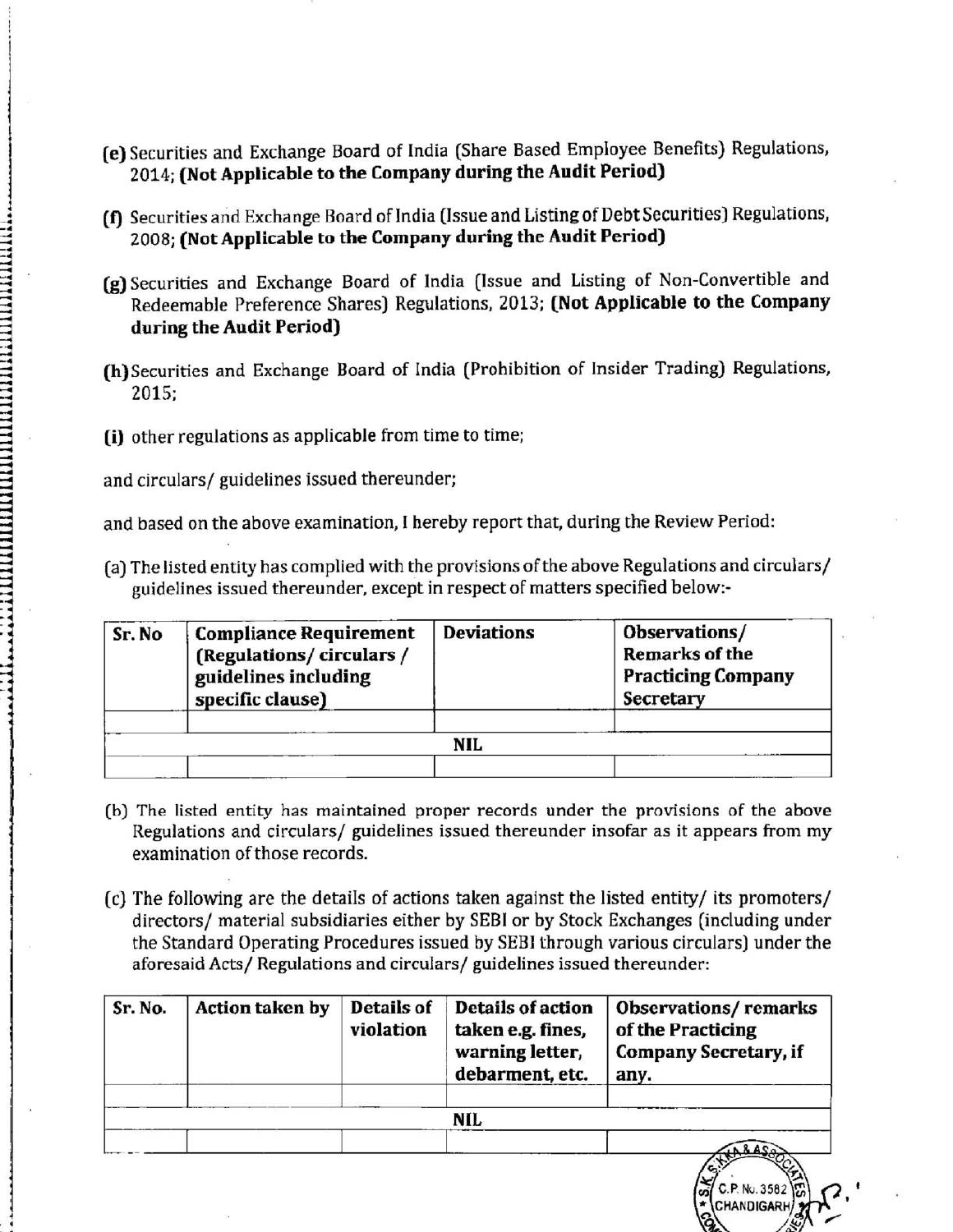(e) Securities and Exchange Board of India (Share Based Employee Benefits) Regulations, 2014; **(Not Applicable to the Company during the Audit Period)**

(f) Securities and Exchange Board of India (Issue and Listing of Debt Securities) Regulations, 2008; **(Not Applicable to the Company during the Audit Period)**

(g) Securities and Exchange Board of India (Issue and Listing of Non-Convertible and Redeemable Preference Shares) Regulations, 2013; **(Not Applicable to the Company during the Audit Period)**

(h) Securities and Exchange Board of India (Prohibition of Insider Trading) Regulations, 2015;

(i) other regulations as applicable from time to time;

and circulars/ guidelines issued thereunder;

and based on the above examination, I hereby report that, during the Review Period:

(a) The listed entity has complied with the provisions of the above Regulations and circulars/ guidelines issued thereunder, except in respect of matters specified below:-

| Sr. No | Compliance Requirement (Regulations/ circulars / guidelines including specific clause) | Deviations | Observations/ Remarks of the Practicing Company Secretary |
|---|---|---|---|
| | | | |
| | | NIL | |
| | | | |

(b) The listed entity has maintained proper records under the provisions of the above Regulations and circulars/ guidelines issued thereunder insofar as it appears from my examination of those records.

(c) The following are the details of actions taken against the listed entity/ its promoters/ directors/ material subsidiaries either by SEBI or by Stock Exchanges (including under the Standard Operating Procedures issued by SEBI through various circulars) under the aforesaid Acts/ Regulations and circulars/ guidelines issued thereunder:

| Sr. No. | Action taken by | Details of violation | Details of action taken e.g. fines, warning letter, debarment, etc. | Observations/ remarks of the Practicing Company Secretary, if any. |
|---|---|---|---|---|
| | | | | |
| | | | NIL | |
| | | | | |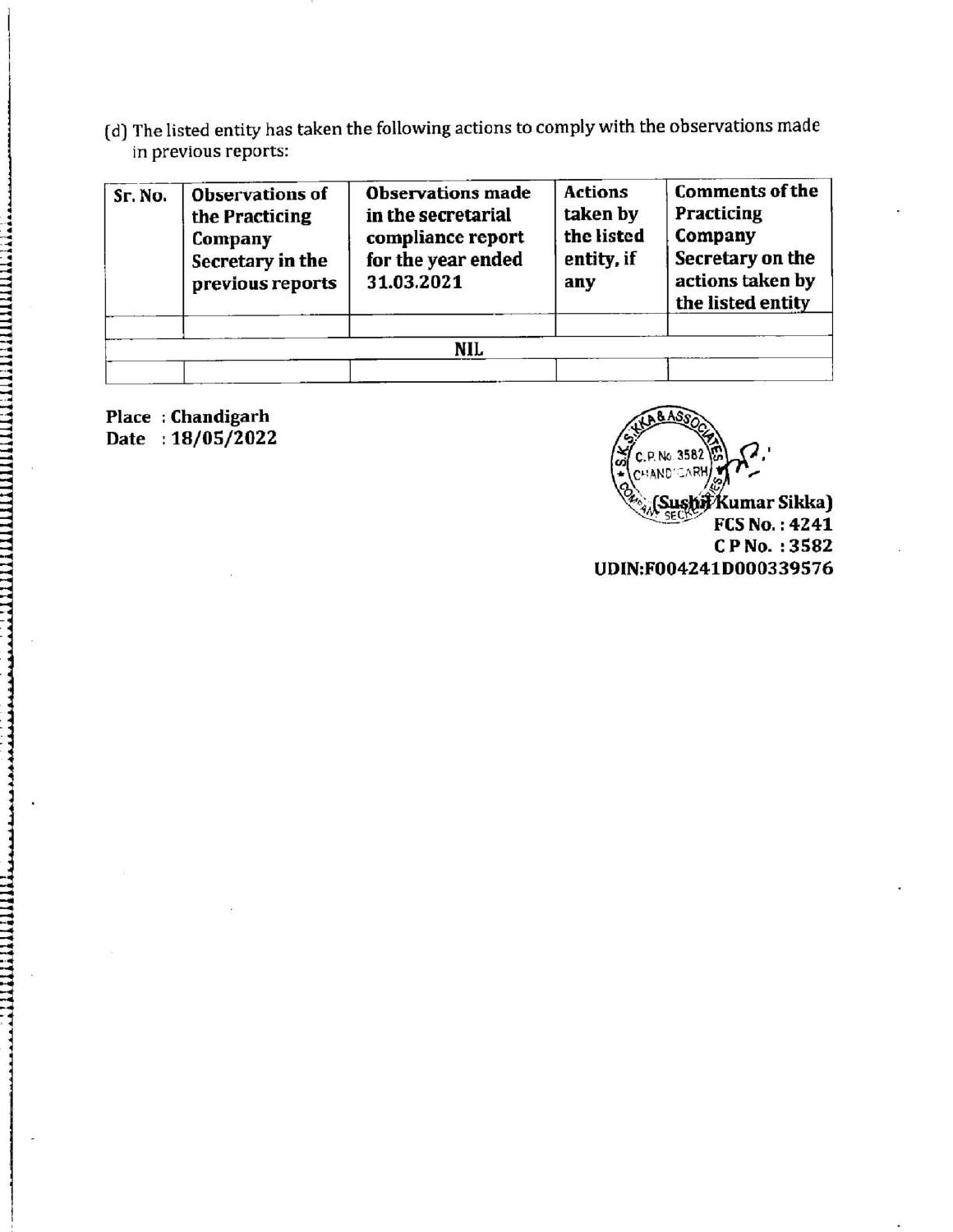(d) The listed entity has taken the following actions to comply with the observations made in previous reports:

| Sr. No. | Observations of the Practicing Company Secretary in the previous reports | Observations made in the secretarial compliance report for the year ended 31.03.2021 | Actions taken by the listed entity, if any | Comments of the Practicing Company Secretary on the actions taken by the listed entity |
|---|---|---|---|---|
| | | | | |
| | | NIL | | |
| | | | | |

**Place : Chandigarh**
**Date : 18/05/2022**

**(Sushil Kumar Sikka)**
**FCS No. : 4241**
**C P No. : 3582**
**UDIN:F004241D000339576**